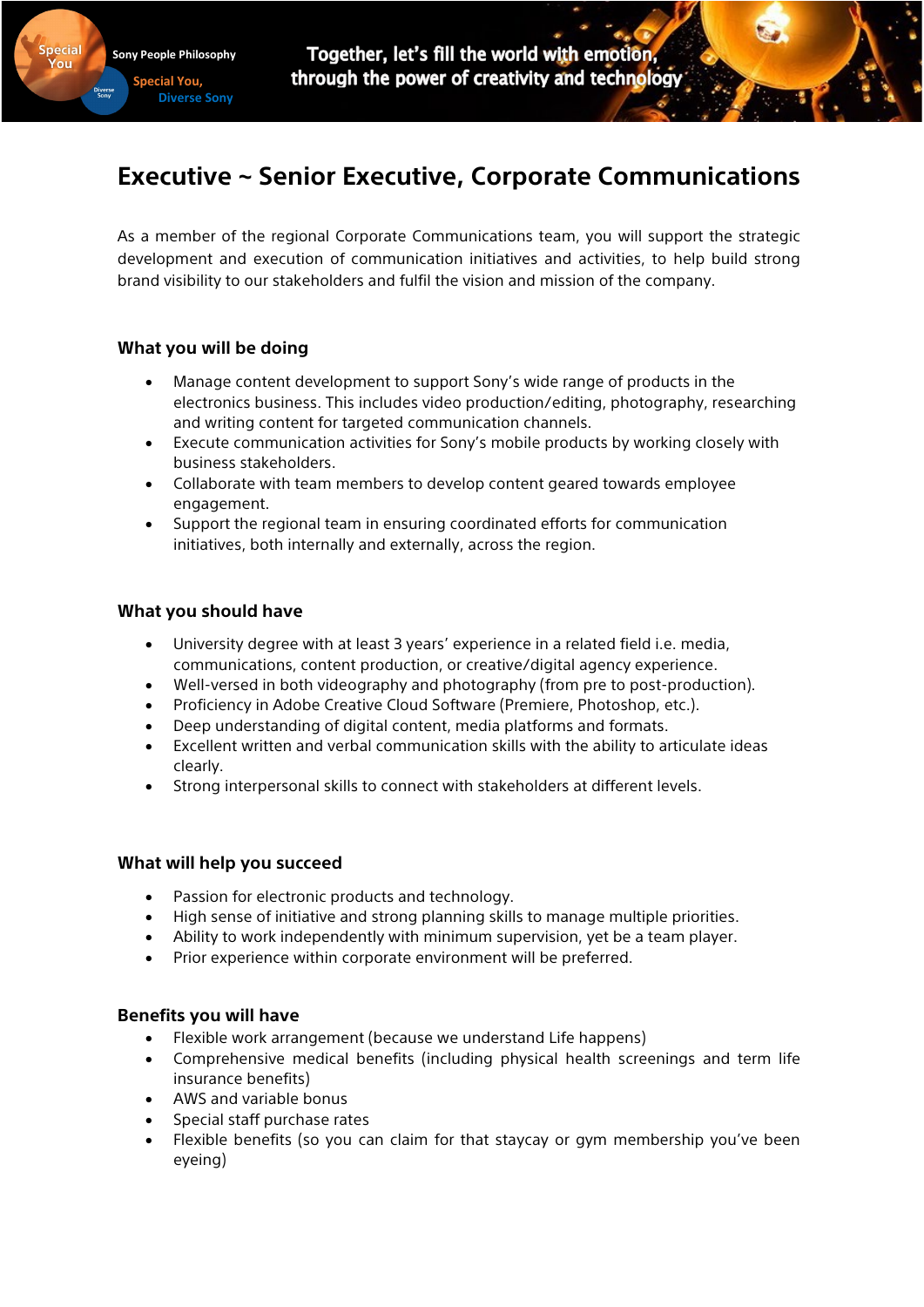Sony People Philosophy

Special You,
Diverse Sony

Together, let's fill the world with emotion,
through the power of creativity and technology

# Executive ~ Senior Executive, Corporate Communications

As a member of the regional Corporate Communications team, you will support the strategic development and execution of communication initiatives and activities, to help build strong brand visibility to our stakeholders and fulfil the vision and mission of the company.

## What you will be doing

- Manage content development to support Sony's wide range of products in the electronics business. This includes video production/editing, photography, researching and writing content for targeted communication channels.
- Execute communication activities for Sony's mobile products by working closely with business stakeholders.
- Collaborate with team members to develop content geared towards employee engagement.
- Support the regional team in ensuring coordinated efforts for communication initiatives, both internally and externally, across the region.

## What you should have

- University degree with at least 3 years' experience in a related field i.e. media, communications, content production, or creative/digital agency experience.
- Well-versed in both videography and photography (from pre to post-production).
- Proficiency in Adobe Creative Cloud Software (Premiere, Photoshop, etc.).
- Deep understanding of digital content, media platforms and formats.
- Excellent written and verbal communication skills with the ability to articulate ideas clearly.
- Strong interpersonal skills to connect with stakeholders at different levels.

## What will help you succeed

- Passion for electronic products and technology.
- High sense of initiative and strong planning skills to manage multiple priorities.
- Ability to work independently with minimum supervision, yet be a team player.
- Prior experience within corporate environment will be preferred.

## Benefits you will have

- Flexible work arrangement (because we understand Life happens)
- Comprehensive medical benefits (including physical health screenings and term life insurance benefits)
- AWS and variable bonus
- Special staff purchase rates
- Flexible benefits (so you can claim for that staycay or gym membership you've been eyeing)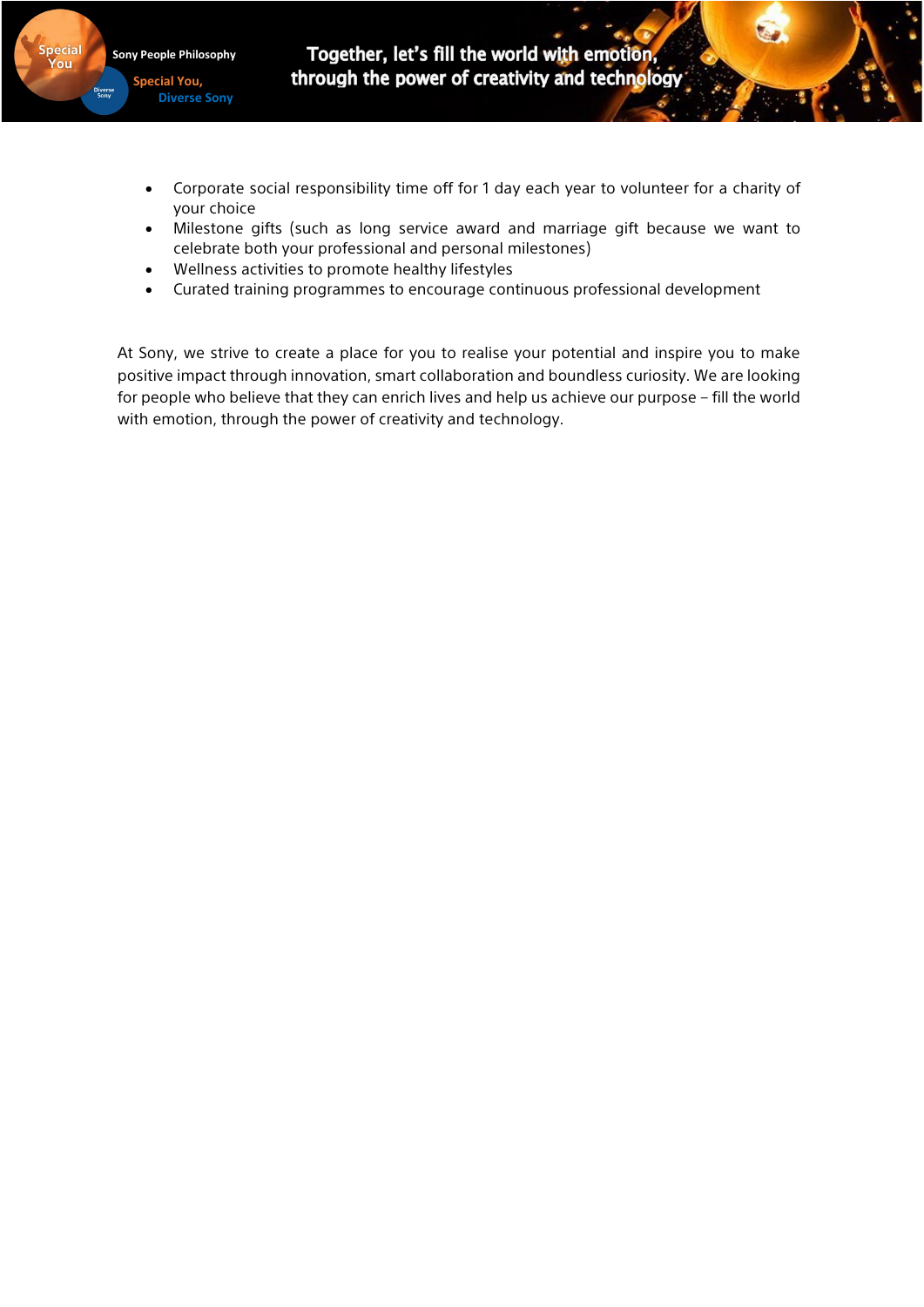- Corporate social responsibility time off for 1 day each year to volunteer for a charity of your choice
- Milestone gifts (such as long service award and marriage gift because we want to celebrate both your professional and personal milestones)
- Wellness activities to promote healthy lifestyles
- Curated training programmes to encourage continuous professional development

At Sony, we strive to create a place for you to realise your potential and inspire you to make positive impact through innovation, smart collaboration and boundless curiosity. We are looking for people who believe that they can enrich lives and help us achieve our purpose – fill the world with emotion, through the power of creativity and technology.